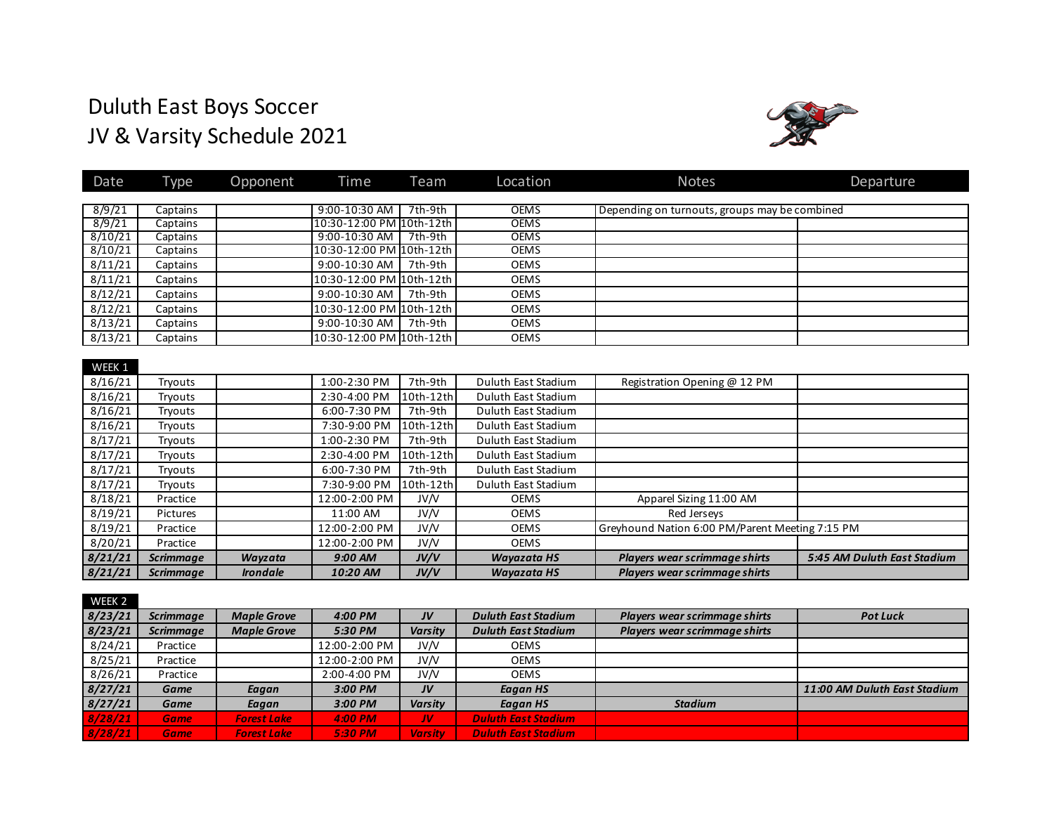# Duluth East Boys Soccer
# JV & Varsity Schedule 2021

| Date | Type | Opponent | Time | Team | Location | Notes | Departure |
|---|---|---|---|---|---|---|---|
| 8/9/21 | Captains | | 9:00-10:30 AM | 7th-9th | OEMS | Depending on turnouts, groups may be combined | |
| 8/9/21 | Captains | | 10:30-12:00 PM | 10th-12th | OEMS | | |
| 8/10/21 | Captains | | 9:00-10:30 AM | 7th-9th | OEMS | | |
| 8/10/21 | Captains | | 10:30-12:00 PM | 10th-12th | OEMS | | |
| 8/11/21 | Captains | | 9:00-10:30 AM | 7th-9th | OEMS | | |
| 8/11/21 | Captains | | 10:30-12:00 PM | 10th-12th | OEMS | | |
| 8/12/21 | Captains | | 9:00-10:30 AM | 7th-9th | OEMS | | |
| 8/12/21 | Captains | | 10:30-12:00 PM | 10th-12th | OEMS | | |
| 8/13/21 | Captains | | 9:00-10:30 AM | 7th-9th | OEMS | | |
| 8/13/21 | Captains | | 10:30-12:00 PM | 10th-12th | OEMS | | |
| **WEEK 1** | | | | | | | |
| 8/16/21 | Tryouts | | 1:00-2:30 PM | 7th-9th | Duluth East Stadium | Registration Opening @ 12 PM | |
| 8/16/21 | Tryouts | | 2:30-4:00 PM | 10th-12th | Duluth East Stadium | | |
| 8/16/21 | Tryouts | | 6:00-7:30 PM | 7th-9th | Duluth East Stadium | | |
| 8/16/21 | Tryouts | | 7:30-9:00 PM | 10th-12th | Duluth East Stadium | | |
| 8/17/21 | Tryouts | | 1:00-2:30 PM | 7th-9th | Duluth East Stadium | | |
| 8/17/21 | Tryouts | | 2:30-4:00 PM | 10th-12th | Duluth East Stadium | | |
| 8/17/21 | Tryouts | | 6:00-7:30 PM | 7th-9th | Duluth East Stadium | | |
| 8/17/21 | Tryouts | | 7:30-9:00 PM | 10th-12th | Duluth East Stadium | | |
| 8/18/21 | Practice | | 12:00-2:00 PM | JV/V | OEMS | Apparel Sizing 11:00 AM | |
| 8/19/21 | Pictures | | 11:00 AM | JV/V | OEMS | Red Jerseys | |
| 8/19/21 | Practice | | 12:00-2:00 PM | JV/V | OEMS | Greyhound Nation 6:00 PM/Parent Meeting 7:15 PM | |
| 8/20/21 | Practice | | 12:00-2:00 PM | JV/V | OEMS | | |
| ***8/21/21*** | ***Scrimmage*** | ***Wayzata*** | ***9:00 AM*** | ***JV/V*** | ***Wayzata HS*** | ***Players wear scrimmage shirts*** | ***5:45 AM Duluth East Stadium*** |
| ***8/21/21*** | ***Scrimmage*** | ***Irondale*** | ***10:20 AM*** | ***JV/V*** | ***Wayzata HS*** | ***Players wear scrimmage shirts*** | |
| **WEEK 2** | | | | | | | |
| ***8/23/21*** | ***Scrimmage*** | ***Maple Grove*** | ***4:00 PM*** | ***JV*** | ***Duluth East Stadium*** | ***Players wear scrimmage shirts*** | ***Pot Luck*** |
| ***8/23/21*** | ***Scrimmage*** | ***Maple Grove*** | ***5:30 PM*** | ***Varsity*** | ***Duluth East Stadium*** | ***Players wear scrimmage shirts*** | |
| 8/24/21 | Practice | | 12:00-2:00 PM | JV/V | OEMS | | |
| 8/25/21 | Practice | | 12:00-2:00 PM | JV/V | OEMS | | |
| 8/26/21 | Practice | | 2:00-4:00 PM | JV/V | OEMS | | |
| ***8/27/21*** | ***Game*** | ***Eagan*** | ***3:00 PM*** | ***JV*** | ***Eagan HS*** | | ***11:00 AM Duluth East Stadium*** |
| ***8/27/21*** | ***Game*** | ***Eagan*** | ***3:00 PM*** | ***Varsity*** | ***Eagan HS*** | ***Stadium*** | |
| ***8/28/21*** | ***Game*** | ***Forest Lake*** | ***4:00 PM*** | ***JV*** | ***Duluth East Stadium*** | | |
| ***8/28/21*** | ***Game*** | ***Forest Lake*** | ***5:30 PM*** | ***Varsity*** | ***Duluth East Stadium*** | | |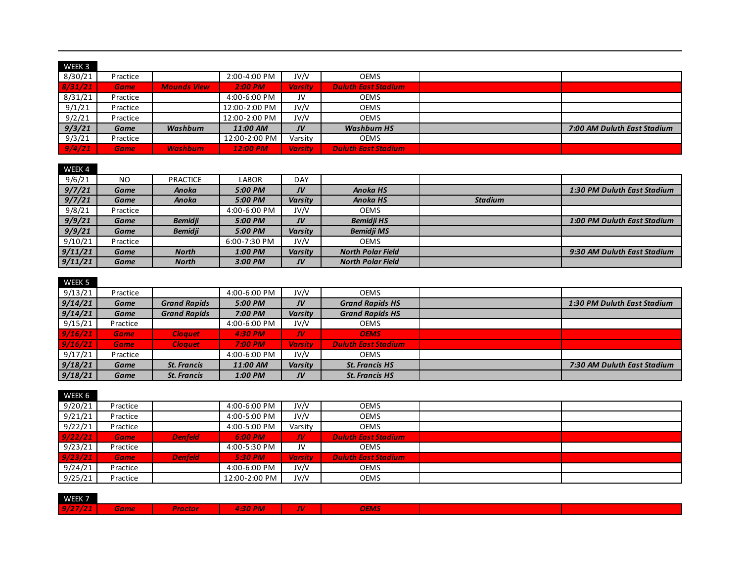| WEEK 3 | | | | | | | |
|---|---|---|---|---|---|---|---|
| 8/30/21 | Practice | | 2:00-4:00 PM | JV/V | OEMS | | |
| ***8/31/21*** | ***Game*** | ***Mounds View*** | ***2:00 PM*** | ***Varsity*** | ***Duluth East Stadium*** | | |
| 8/31/21 | Practice | | 4:00-6:00 PM | JV | OEMS | | |
| 9/1/21 | Practice | | 12:00-2:00 PM | JV/V | OEMS | | |
| 9/2/21 | Practice | | 12:00-2:00 PM | JV/V | OEMS | | |
| ***9/3/21*** | ***Game*** | ***Washburn*** | ***11:00 AM*** | ***JV*** | ***Washburn HS*** | | ***7:00 AM Duluth East Stadium*** |
| 9/3/21 | Practice | | 12:00-2:00 PM | Varsity | OEMS | | |
| ***9/4/21*** | ***Game*** | ***Washburn*** | ***12:00 PM*** | ***Varsity*** | ***Duluth East Stadium*** | | |

| WEEK 4 | | | | | | | |
|---|---|---|---|---|---|---|---|
| 9/6/21 | NO | PRACTICE | LABOR | DAY | | | |
| ***9/7/21*** | ***Game*** | ***Anoka*** | ***5:00 PM*** | ***JV*** | ***Anoka HS*** | | ***1:30 PM Duluth East Stadium*** |
| ***9/7/21*** | ***Game*** | ***Anoka*** | ***5:00 PM*** | ***Varsity*** | ***Anoka HS*** | ***Stadium*** | |
| 9/8/21 | Practice | | 4:00-6:00 PM | JV/V | OEMS | | |
| ***9/9/21*** | ***Game*** | ***Bemidji*** | ***5:00 PM*** | ***JV*** | ***Bemidji HS*** | | ***1:00 PM Duluth East Stadium*** |
| ***9/9/21*** | ***Game*** | ***Bemidji*** | ***5:00 PM*** | ***Varsity*** | ***Bemidji MS*** | | |
| 9/10/21 | Practice | | 6:00-7:30 PM | JV/V | OEMS | | |
| ***9/11/21*** | ***Game*** | ***North*** | ***1:00 PM*** | ***Varsity*** | ***North Polar Field*** | | ***9:30 AM Duluth East Stadium*** |
| ***9/11/21*** | ***Game*** | ***North*** | ***3:00 PM*** | ***JV*** | ***North Polar Field*** | | |

| WEEK 5 | | | | | | | |
|---|---|---|---|---|---|---|---|
| 9/13/21 | Practice | | 4:00-6:00 PM | JV/V | OEMS | | |
| ***9/14/21*** | ***Game*** | ***Grand Rapids*** | ***5:00 PM*** | ***JV*** | ***Grand Rapids HS*** | | ***1:30 PM Duluth East Stadium*** |
| ***9/14/21*** | ***Game*** | ***Grand Rapids*** | ***7:00 PM*** | ***Varsity*** | ***Grand Rapids HS*** | | |
| 9/15/21 | Practice | | 4:00-6:00 PM | JV/V | OEMS | | |
| ***9/16/21*** | ***Game*** | ***Cloquet*** | ***4:30 PM*** | ***JV*** | ***OEMS*** | | |
| ***9/16/21*** | ***Game*** | ***Cloquet*** | ***7:00 PM*** | ***Varsity*** | ***Duluth East Stadium*** | | |
| 9/17/21 | Practice | | 4:00-6:00 PM | JV/V | OEMS | | |
| ***9/18/21*** | ***Game*** | ***St. Francis*** | ***11:00 AM*** | ***Varsity*** | ***St. Francis HS*** | | ***7:30 AM Duluth East Stadium*** |
| ***9/18/21*** | ***Game*** | ***St. Francis*** | ***1:00 PM*** | ***JV*** | ***St. Francis HS*** | | |

| WEEK 6 | | | | | | | |
|---|---|---|---|---|---|---|---|
| 9/20/21 | Practice | | 4:00-6:00 PM | JV/V | OEMS | | |
| 9/21/21 | Practice | | 4:00-5:00 PM | JV/V | OEMS | | |
| 9/22/21 | Practice | | 4:00-5:00 PM | Varsity | OEMS | | |
| ***9/22/21*** | ***Game*** | ***Denfeld*** | ***6:00 PM*** | ***JV*** | ***Duluth East Stadium*** | | |
| 9/23/21 | Practice | | 4:00-5:30 PM | JV | OEMS | | |
| ***9/23/21*** | ***Game*** | ***Denfeld*** | ***5:30 PM*** | ***Varsity*** | ***Duluth East Stadium*** | | |
| 9/24/21 | Practice | | 4:00-6:00 PM | JV/V | OEMS | | |
| 9/25/21 | Practice | | 12:00-2:00 PM | JV/V | OEMS | | |

| WEEK 7 | | | | | | | |
|---|---|---|---|---|---|---|---|
| ***9/27/21*** | ***Game*** | ***Proctor*** | ***4:30 PM*** | ***JV*** | ***OEMS*** | | |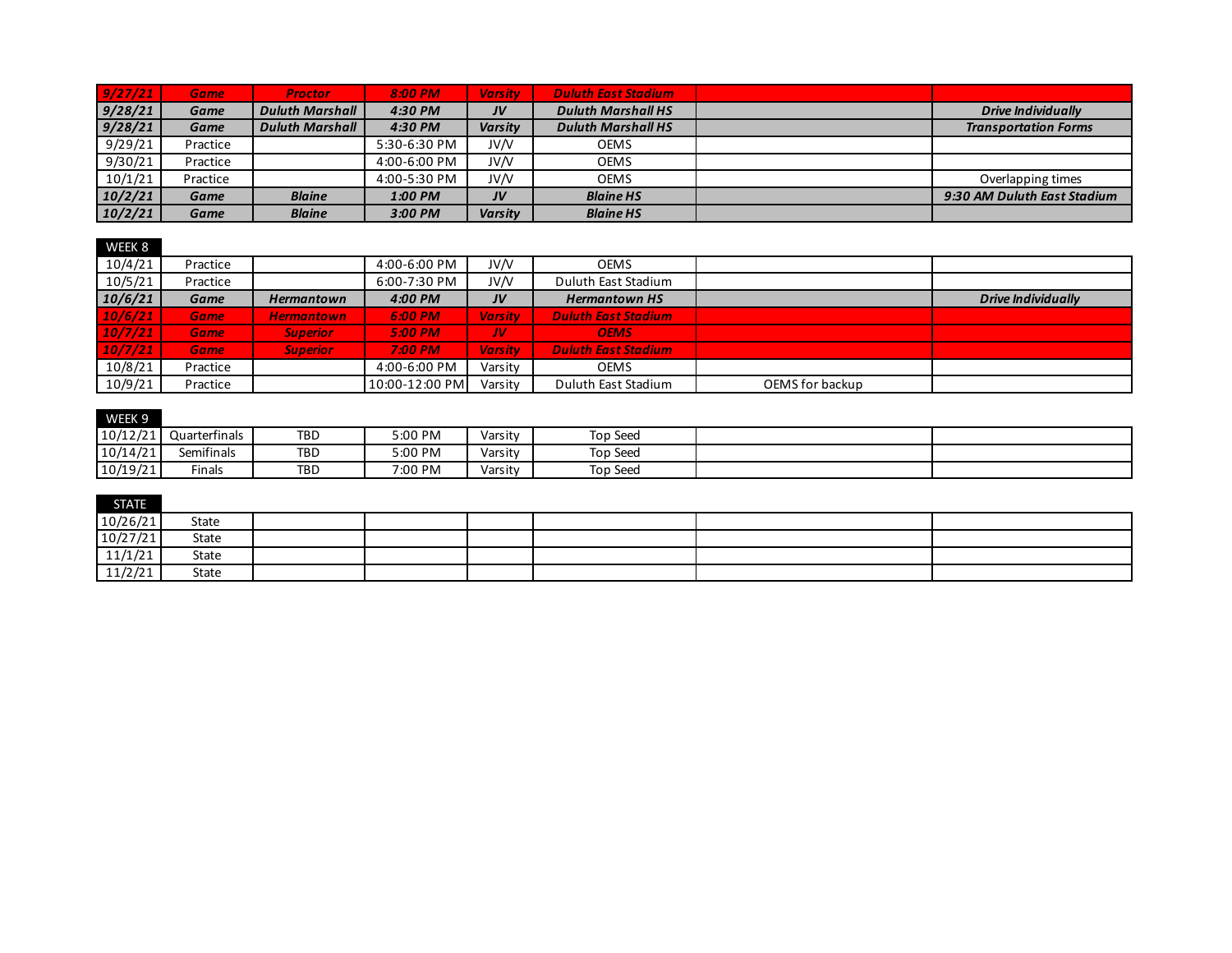| | | | | | | | |
|---|---|---|---|---|---|---|---|
| *9/27/21* | *Game* | *Proctor* | *8:00 PM* | *Varsity* | *Duluth East Stadium* | | |
| *9/28/21* | *Game* | *Duluth Marshall* | *4:30 PM* | *JV* | *Duluth Marshall HS* | | *Drive Individually* |
| *9/28/21* | *Game* | *Duluth Marshall* | *4:30 PM* | *Varsity* | *Duluth Marshall HS* | | *Transportation Forms* |
| 9/29/21 | Practice | | 5:30-6:30 PM | JV/V | OEMS | | |
| 9/30/21 | Practice | | 4:00-6:00 PM | JV/V | OEMS | | |
| 10/1/21 | Practice | | 4:00-5:30 PM | JV/V | OEMS | | Overlapping times |
| *10/2/21* | *Game* | *Blaine* | *1:00 PM* | *JV* | *Blaine HS* | | *9:30 AM Duluth East Stadium* |
| *10/2/21* | *Game* | *Blaine* | *3:00 PM* | *Varsity* | *Blaine HS* | | |

WEEK 8

| | | | | | | | |
|---|---|---|---|---|---|---|---|
| 10/4/21 | Practice | | 4:00-6:00 PM | JV/V | OEMS | | |
| 10/5/21 | Practice | | 6:00-7:30 PM | JV/V | Duluth East Stadium | | |
| *10/6/21* | *Game* | *Hermantown* | *4:00 PM* | *JV* | *Hermantown HS* | | *Drive Individually* |
| *10/6/21* | *Game* | *Hermantown* | *6:00 PM* | *Varsity* | *Duluth East Stadium* | | |
| *10/7/21* | *Game* | *Superior* | *5:00 PM* | *JV* | *OEMS* | | |
| *10/7/21* | *Game* | *Superior* | *7:00 PM* | *Varsity* | *Duluth East Stadium* | | |
| 10/8/21 | Practice | | 4:00-6:00 PM | Varsity | OEMS | | |
| 10/9/21 | Practice | | 10:00-12:00 PM | Varsity | Duluth East Stadium | OEMS for backup | |

WEEK 9

| | | | | | | | |
|---|---|---|---|---|---|---|---|
| 10/12/21 | Quarterfinals | TBD | 5:00 PM | Varsity | Top Seed | | |
| 10/14/21 | Semifinals | TBD | 5:00 PM | Varsity | Top Seed | | |
| 10/19/21 | Finals | TBD | 7:00 PM | Varsity | Top Seed | | |

STATE

| | | | | | | | |
|---|---|---|---|---|---|---|---|
| 10/26/21 | State | | | | | | |
| 10/27/21 | State | | | | | | |
| 11/1/21 | State | | | | | | |
| 11/2/21 | State | | | | | | |